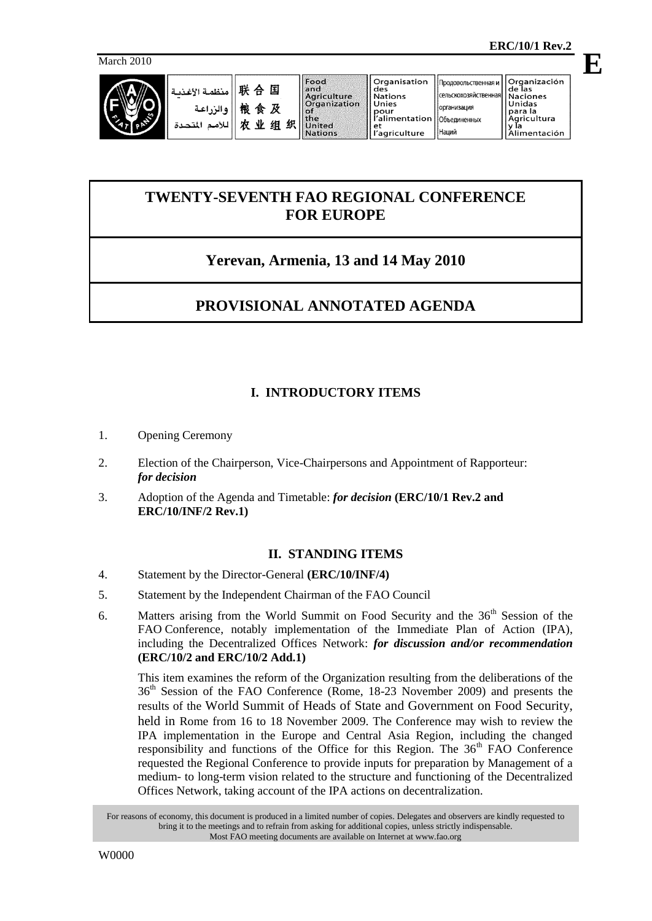**ERC/10/1 Rev.2**

March 2010

**E**

| منظمة الأغذية والزراعة للأمم المتحدة | 联合国粮食及农业组织 | Food and Agriculture Organization of the United Nations | Organisation des Nations Unies pour l'alimentation et l'agriculture | Продовольственная и сельскохозяйственная организация Объединенных Наций | Organización de las Naciones Unidas para la Agricultura y la Alimentación |
|---|---|---|---|---|---|

# TWENTY-SEVENTH FAO REGIONAL CONFERENCE FOR EUROPE

## Yerevan, Armenia, 13 and 14 May 2010

## PROVISIONAL ANNOTATED AGENDA

### I. INTRODUCTORY ITEMS

1. Opening Ceremony

2. Election of the Chairperson, Vice-Chairpersons and Appointment of Rapporteur: ***for decision***

3. Adoption of the Agenda and Timetable: ***for decision*** **(ERC/10/1 Rev.2 and ERC/10/INF/2 Rev.1)**

### II. STANDING ITEMS

4. Statement by the Director-General **(ERC/10/INF/4)**

5. Statement by the Independent Chairman of the FAO Council

6. Matters arising from the World Summit on Food Security and the 36th Session of the FAO Conference, notably implementation of the Immediate Plan of Action (IPA), including the Decentralized Offices Network: ***for discussion and/or recommendation*** **(ERC/10/2 and ERC/10/2 Add.1)**

   This item examines the reform of the Organization resulting from the deliberations of the 36th Session of the FAO Conference (Rome, 18-23 November 2009) and presents the results of the World Summit of Heads of State and Government on Food Security, held in Rome from 16 to 18 November 2009. The Conference may wish to review the IPA implementation in the Europe and Central Asia Region, including the changed responsibility and functions of the Office for this Region. The 36th FAO Conference requested the Regional Conference to provide inputs for preparation by Management of a medium- to long-term vision related to the structure and functioning of the Decentralized Offices Network, taking account of the IPA actions on decentralization.

For reasons of economy, this document is produced in a limited number of copies. Delegates and observers are kindly requested to bring it to the meetings and to refrain from asking for additional copies, unless strictly indispensable. Most FAO meeting documents are available on Internet at www.fao.org

W0000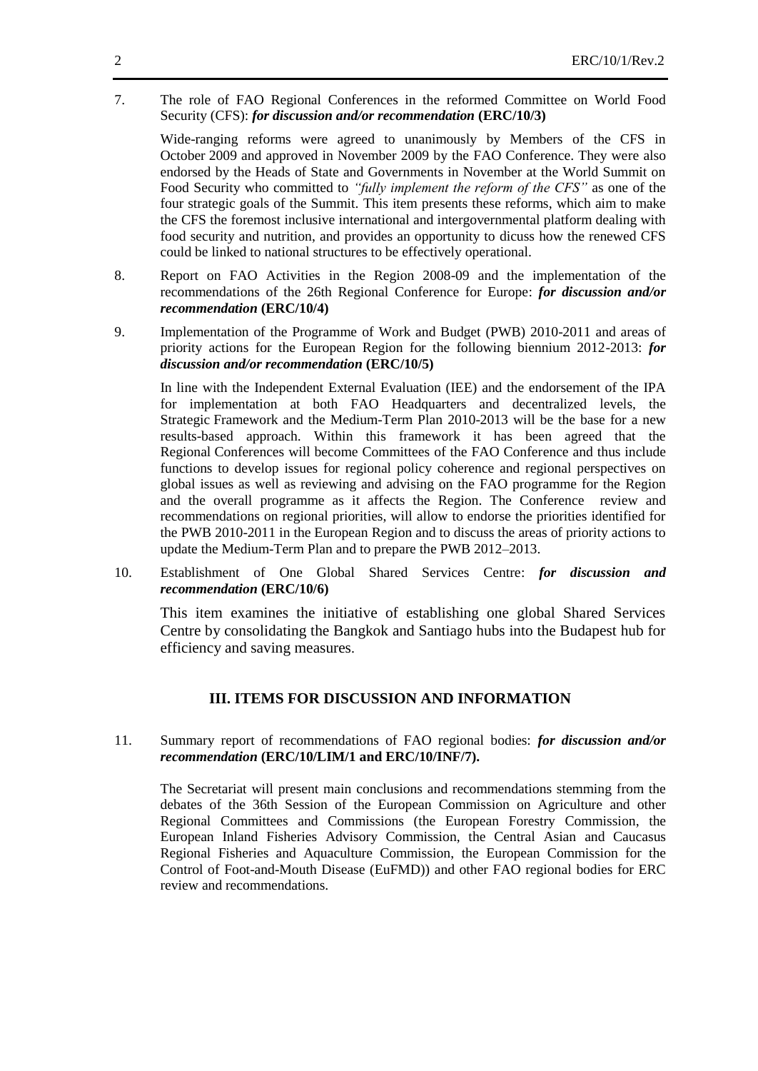7. The role of FAO Regional Conferences in the reformed Committee on World Food Security (CFS): ***for discussion and/or recommendation*** **(ERC/10/3)**

   Wide-ranging reforms were agreed to unanimously by Members of the CFS in October 2009 and approved in November 2009 by the FAO Conference. They were also endorsed by the Heads of State and Governments in November at the World Summit on Food Security who committed to *"fully implement the reform of the CFS"* as one of the four strategic goals of the Summit. This item presents these reforms, which aim to make the CFS the foremost inclusive international and intergovernmental platform dealing with food security and nutrition, and provides an opportunity to dicuss how the renewed CFS could be linked to national structures to be effectively operational.

8. Report on FAO Activities in the Region 2008-09 and the implementation of the recommendations of the 26th Regional Conference for Europe: ***for discussion and/or recommendation*** **(ERC/10/4)**

9. Implementation of the Programme of Work and Budget (PWB) 2010-2011 and areas of priority actions for the European Region for the following biennium 2012-2013: ***for discussion and/or recommendation*** **(ERC/10/5)**

   In line with the Independent External Evaluation (IEE) and the endorsement of the IPA for implementation at both FAO Headquarters and decentralized levels, the Strategic Framework and the Medium-Term Plan 2010-2013 will be the base for a new results-based approach. Within this framework it has been agreed that the Regional Conferences will become Committees of the FAO Conference and thus include functions to develop issues for regional policy coherence and regional perspectives on global issues as well as reviewing and advising on the FAO programme for the Region and the overall programme as it affects the Region. The Conference review and recommendations on regional priorities, will allow to endorse the priorities identified for the PWB 2010-2011 in the European Region and to discuss the areas of priority actions to update the Medium-Term Plan and to prepare the PWB 2012–2013.

10. Establishment of One Global Shared Services Centre: ***for discussion and recommendation*** **(ERC/10/6)**

    This item examines the initiative of establishing one global Shared Services Centre by consolidating the Bangkok and Santiago hubs into the Budapest hub for efficiency and saving measures.

## III. ITEMS FOR DISCUSSION AND INFORMATION

11. Summary report of recommendations of FAO regional bodies: ***for discussion and/or recommendation*** **(ERC/10/LIM/1 and ERC/10/INF/7).**

    The Secretariat will present main conclusions and recommendations stemming from the debates of the 36th Session of the European Commission on Agriculture and other Regional Committees and Commissions (the European Forestry Commission, the European Inland Fisheries Advisory Commission, the Central Asian and Caucasus Regional Fisheries and Aquaculture Commission, the European Commission for the Control of Foot-and-Mouth Disease (EuFMD)) and other FAO regional bodies for ERC review and recommendations.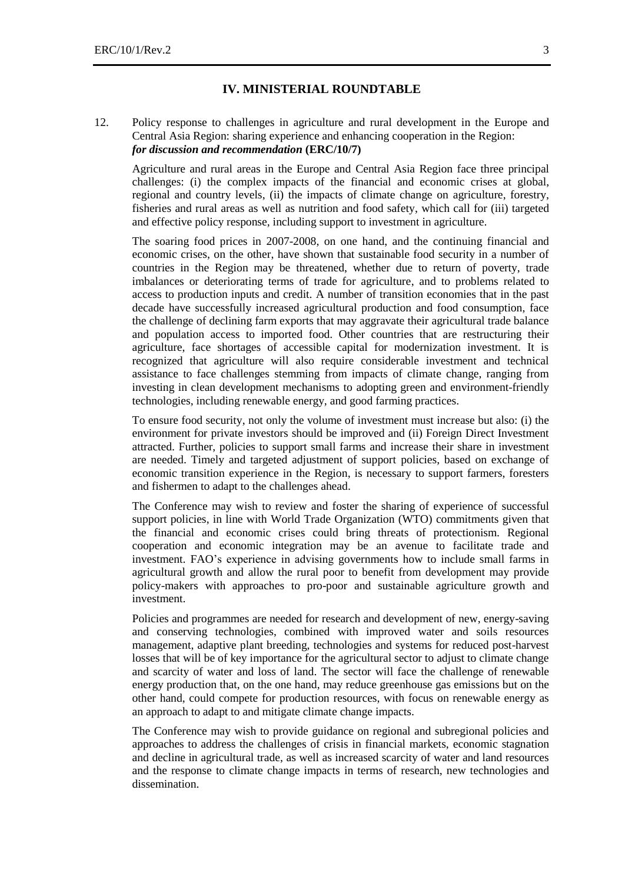## IV. MINISTERIAL ROUNDTABLE

12. Policy response to challenges in agriculture and rural development in the Europe and Central Asia Region: sharing experience and enhancing cooperation in the Region: ***for discussion and recommendation*** **(ERC/10/7)**

Agriculture and rural areas in the Europe and Central Asia Region face three principal challenges: (i) the complex impacts of the financial and economic crises at global, regional and country levels, (ii) the impacts of climate change on agriculture, forestry, fisheries and rural areas as well as nutrition and food safety, which call for (iii) targeted and effective policy response, including support to investment in agriculture.

The soaring food prices in 2007-2008, on one hand, and the continuing financial and economic crises, on the other, have shown that sustainable food security in a number of countries in the Region may be threatened, whether due to return of poverty, trade imbalances or deteriorating terms of trade for agriculture, and to problems related to access to production inputs and credit. A number of transition economies that in the past decade have successfully increased agricultural production and food consumption, face the challenge of declining farm exports that may aggravate their agricultural trade balance and population access to imported food. Other countries that are restructuring their agriculture, face shortages of accessible capital for modernization investment. It is recognized that agriculture will also require considerable investment and technical assistance to face challenges stemming from impacts of climate change, ranging from investing in clean development mechanisms to adopting green and environment-friendly technologies, including renewable energy, and good farming practices.

To ensure food security, not only the volume of investment must increase but also: (i) the environment for private investors should be improved and (ii) Foreign Direct Investment attracted. Further, policies to support small farms and increase their share in investment are needed. Timely and targeted adjustment of support policies, based on exchange of economic transition experience in the Region, is necessary to support farmers, foresters and fishermen to adapt to the challenges ahead.

The Conference may wish to review and foster the sharing of experience of successful support policies, in line with World Trade Organization (WTO) commitments given that the financial and economic crises could bring threats of protectionism. Regional cooperation and economic integration may be an avenue to facilitate trade and investment. FAO's experience in advising governments how to include small farms in agricultural growth and allow the rural poor to benefit from development may provide policy-makers with approaches to pro-poor and sustainable agriculture growth and investment.

Policies and programmes are needed for research and development of new, energy-saving and conserving technologies, combined with improved water and soils resources management, adaptive plant breeding, technologies and systems for reduced post-harvest losses that will be of key importance for the agricultural sector to adjust to climate change and scarcity of water and loss of land. The sector will face the challenge of renewable energy production that, on the one hand, may reduce greenhouse gas emissions but on the other hand, could compete for production resources, with focus on renewable energy as an approach to adapt to and mitigate climate change impacts.

The Conference may wish to provide guidance on regional and subregional policies and approaches to address the challenges of crisis in financial markets, economic stagnation and decline in agricultural trade, as well as increased scarcity of water and land resources and the response to climate change impacts in terms of research, new technologies and dissemination.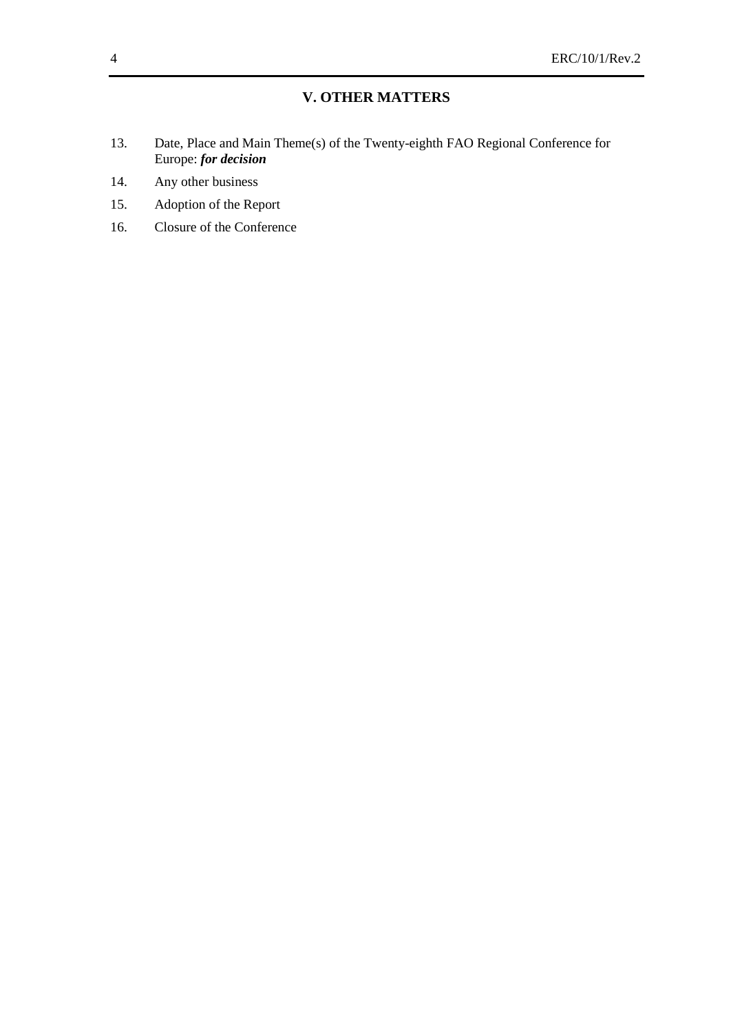## V. OTHER MATTERS

13. Date, Place and Main Theme(s) of the Twenty-eighth FAO Regional Conference for Europe: ***for decision***
14. Any other business
15. Adoption of the Report
16. Closure of the Conference